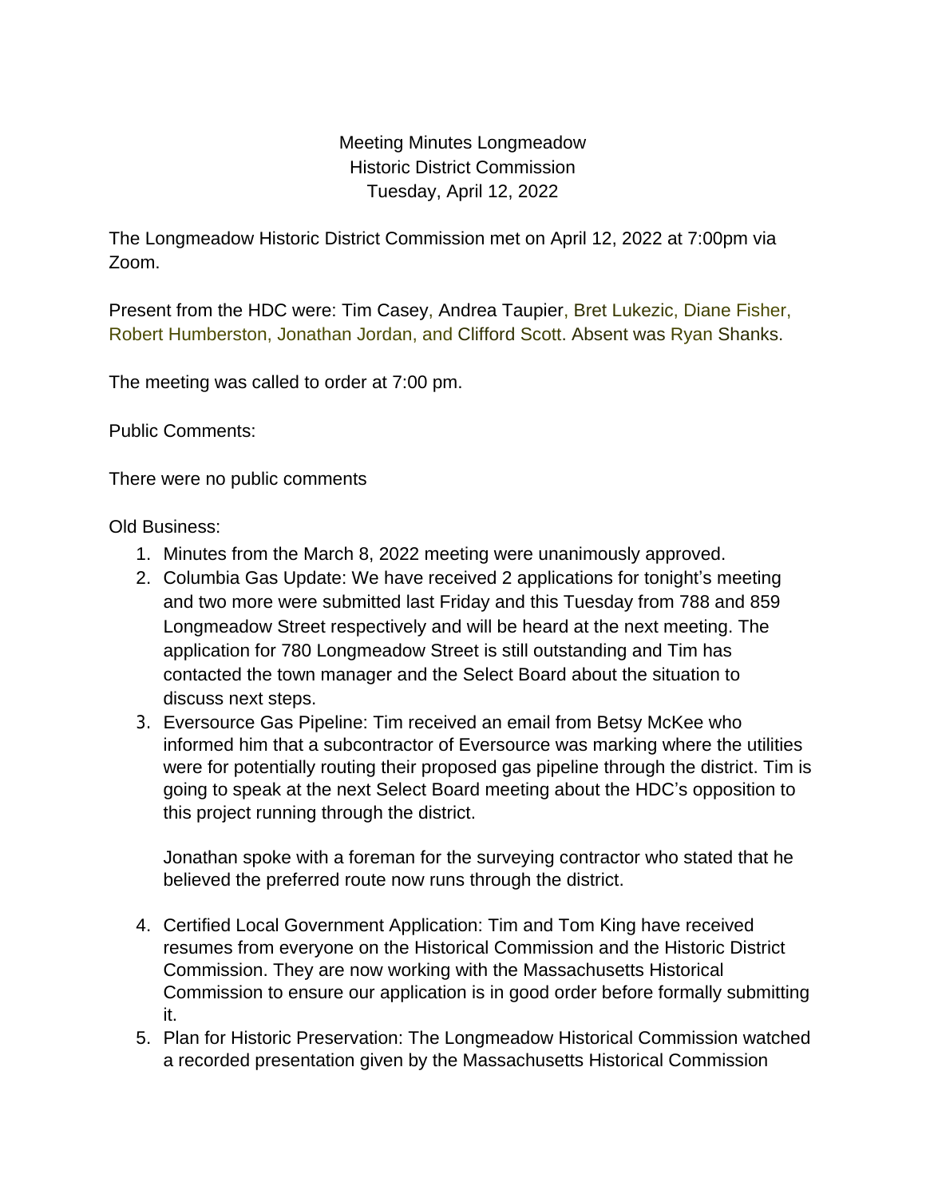Meeting Minutes Longmeadow
Historic District Commission
Tuesday, April 12, 2022

The Longmeadow Historic District Commission met on April 12, 2022 at 7:00pm via Zoom.

Present from the HDC were: Tim Casey, Andrea Taupier, Bret Lukezic, Diane Fisher, Robert Humberston, Jonathan Jordan, and Clifford Scott. Absent was Ryan Shanks.

The meeting was called to order at 7:00 pm.

Public Comments:

There were no public comments

Old Business:

1. Minutes from the March 8, 2022 meeting were unanimously approved.
2. Columbia Gas Update: We have received 2 applications for tonight's meeting and two more were submitted last Friday and this Tuesday from 788 and 859 Longmeadow Street respectively and will be heard at the next meeting. The application for 780 Longmeadow Street is still outstanding and Tim has contacted the town manager and the Select Board about the situation to discuss next steps.
3. Eversource Gas Pipeline: Tim received an email from Betsy McKee who informed him that a subcontractor of Eversource was marking where the utilities were for potentially routing their proposed gas pipeline through the district. Tim is going to speak at the next Select Board meeting about the HDC's opposition to this project running through the district.

   Jonathan spoke with a foreman for the surveying contractor who stated that he believed the preferred route now runs through the district.

4. Certified Local Government Application: Tim and Tom King have received resumes from everyone on the Historical Commission and the Historic District Commission. They are now working with the Massachusetts Historical Commission to ensure our application is in good order before formally submitting it.
5. Plan for Historic Preservation: The Longmeadow Historical Commission watched a recorded presentation given by the Massachusetts Historical Commission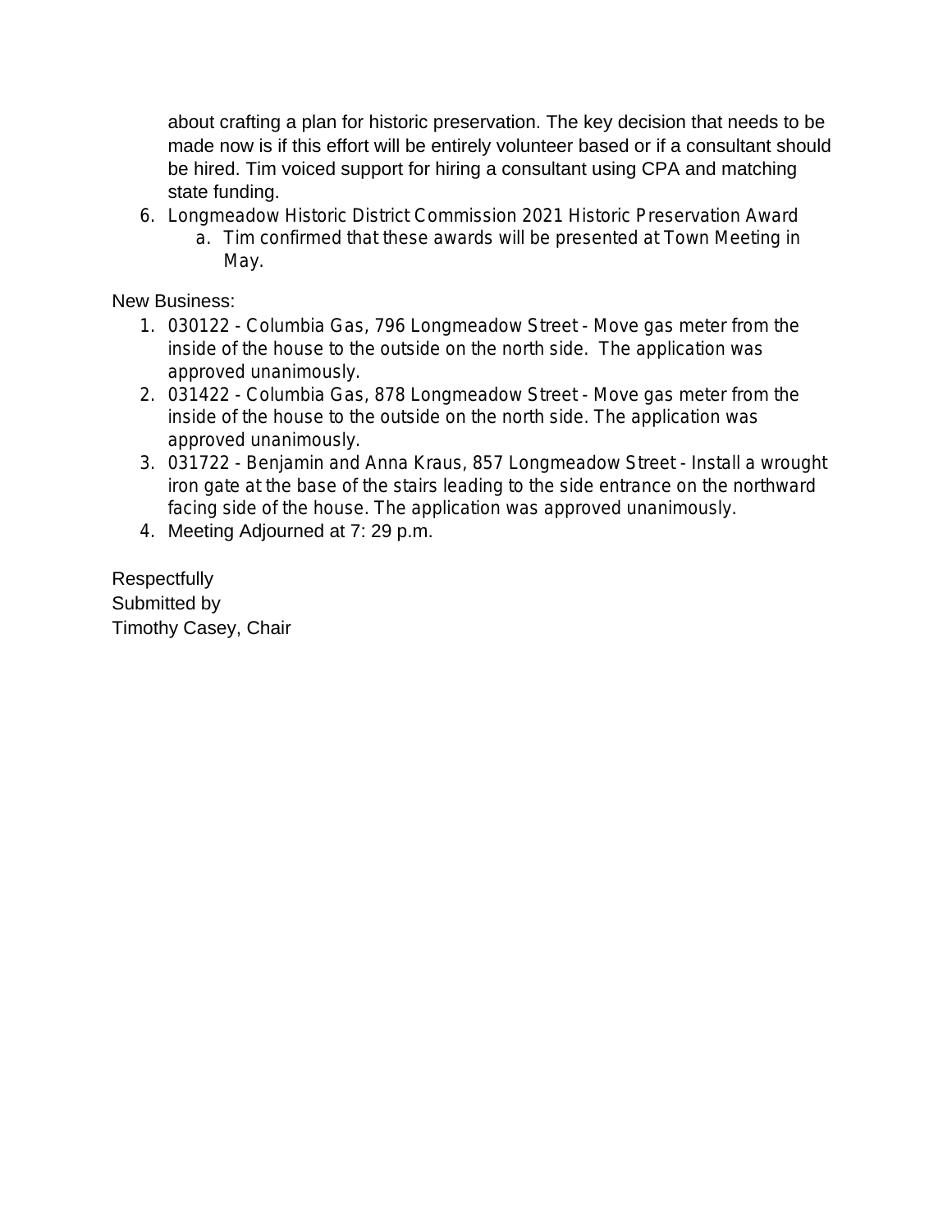about crafting a plan for historic preservation. The key decision that needs to be made now is if this effort will be entirely volunteer based or if a consultant should be hired. Tim voiced support for hiring a consultant using CPA and matching state funding.

6. Longmeadow Historic District Commission 2021 Historic Preservation Award
    a. Tim confirmed that these awards will be presented at Town Meeting in May.

New Business:

1. 030122 - Columbia Gas, 796 Longmeadow Street - Move gas meter from the inside of the house to the outside on the north side. The application was approved unanimously.
2. 031422 - Columbia Gas, 878 Longmeadow Street - Move gas meter from the inside of the house to the outside on the north side. The application was approved unanimously.
3. 031722 - Benjamin and Anna Kraus, 857 Longmeadow Street - Install a wrought iron gate at the base of the stairs leading to the side entrance on the northward facing side of the house. The application was approved unanimously.
4. Meeting Adjourned at 7: 29 p.m.

Respectfully
Submitted by
Timothy Casey, Chair